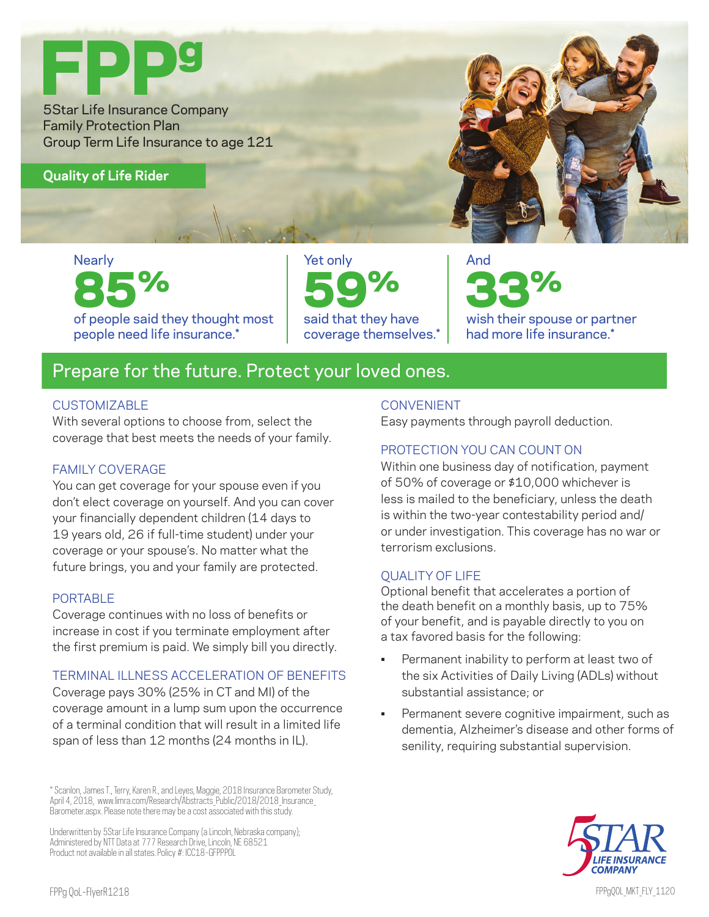# FPPg

5Star Life Insurance Company
Family Protection Plan
Group Term Life Insurance to age 121

**Quality of Life Rider**

Nearly **85%** of people said they thought most people need life insurance.*

Yet only **59%** said that they have coverage themselves.*

And **33%** wish their spouse or partner had more life insurance.*

## Prepare for the future. Protect your loved ones.

### CUSTOMIZABLE

With several options to choose from, select the coverage that best meets the needs of your family.

### FAMILY COVERAGE

You can get coverage for your spouse even if you don't elect coverage on yourself. And you can cover your financially dependent children (14 days to 19 years old, 26 if full-time student) under your coverage or your spouse's. No matter what the future brings, you and your family are protected.

### PORTABLE

Coverage continues with no loss of benefits or increase in cost if you terminate employment after the first premium is paid. We simply bill you directly.

### TERMINAL ILLNESS ACCELERATION OF BENEFITS

Coverage pays 30% (25% in CT and MI) of the coverage amount in a lump sum upon the occurrence of a terminal condition that will result in a limited life span of less than 12 months (24 months in IL).

### CONVENIENT

Easy payments through payroll deduction.

### PROTECTION YOU CAN COUNT ON

Within one business day of notification, payment of 50% of coverage or $10,000 whichever is less is mailed to the beneficiary, unless the death is within the two-year contestability period and/or under investigation. This coverage has no war or terrorism exclusions.

### QUALITY OF LIFE

Optional benefit that accelerates a portion of the death benefit on a monthly basis, up to 75% of your benefit, and is payable directly to you on a tax favored basis for the following:

- Permanent inability to perform at least two of the six Activities of Daily Living (ADLs) without substantial assistance; or
- Permanent severe cognitive impairment, such as dementia, Alzheimer's disease and other forms of senility, requiring substantial supervision.

* Scanlon, James T., Terry, Karen R., and Leyes, Maggie, 2018 Insurance Barometer Study, April 4, 2018, www.limra.com/Research/Abstracts_Public/2018/2018_Insurance_Barometer.aspx. Please note there may be a cost associated with this study.

Underwritten by 5Star Life Insurance Company (a Lincoln, Nebraska company); Administered by NTT Data at 777 Research Drive, Lincoln, NE 68521
Product not available in all states. Policy #: ICC18-GFPPPOL

5STAR LIFE INSURANCE COMPANY

FPPg QoL-FlyerR1218

FPPgQOL_MKT_FLY_1120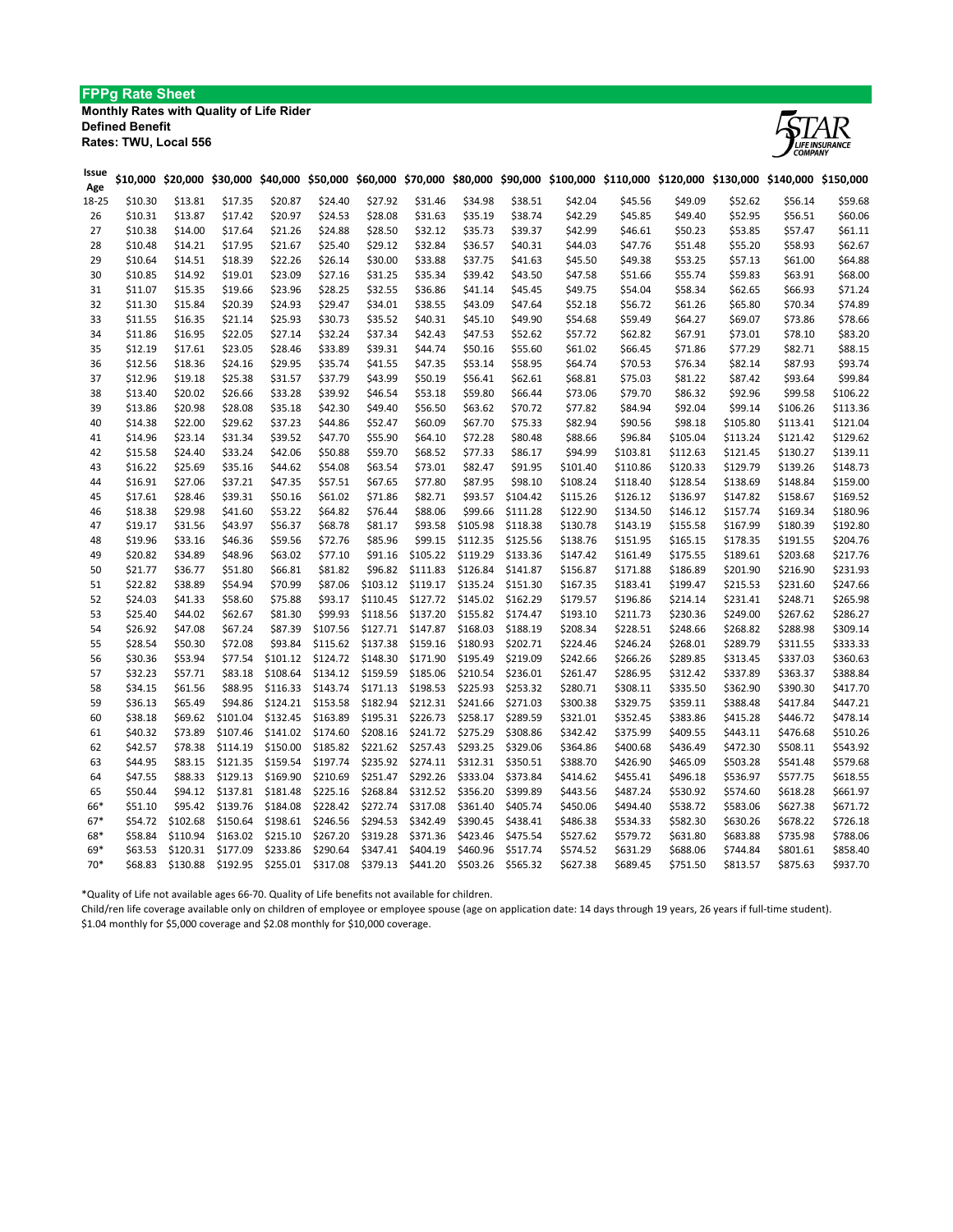## FPPg Rate Sheet

**Monthly Rates with Quality of Life Rider**
**Defined Benefit**
**Rates: TWU, Local 556**

| Issue Age | $10,000 | $20,000 | $30,000 | $40,000 | $50,000 | $60,000 | $70,000 | $80,000 | $90,000 | $100,000 | $110,000 | $120,000 | $130,000 | $140,000 | $150,000 |
|---|---|---|---|---|---|---|---|---|---|---|---|---|---|---|---|
| 18-25 | $10.30 | $13.81 | $17.35 | $20.87 | $24.40 | $27.92 | $31.46 | $34.98 | $38.51 | $42.04 | $45.56 | $49.09 | $52.62 | $56.14 | $59.68 |
| 26 | $10.31 | $13.87 | $17.42 | $20.97 | $24.53 | $28.08 | $31.63 | $35.19 | $38.74 | $42.29 | $45.85 | $49.40 | $52.95 | $56.51 | $60.06 |
| 27 | $10.38 | $14.00 | $17.64 | $21.26 | $24.88 | $28.50 | $32.12 | $35.73 | $39.37 | $42.99 | $46.61 | $50.23 | $53.85 | $57.47 | $61.11 |
| 28 | $10.48 | $14.21 | $17.95 | $21.67 | $25.40 | $29.12 | $32.84 | $36.57 | $40.31 | $44.03 | $47.76 | $51.48 | $55.20 | $58.93 | $62.67 |
| 29 | $10.64 | $14.51 | $18.39 | $22.26 | $26.14 | $30.00 | $33.88 | $37.75 | $41.63 | $45.50 | $49.38 | $53.25 | $57.13 | $61.00 | $64.88 |
| 30 | $10.85 | $14.92 | $19.01 | $23.09 | $27.16 | $31.25 | $35.34 | $39.42 | $43.50 | $47.58 | $51.66 | $55.74 | $59.83 | $63.91 | $68.00 |
| 31 | $11.07 | $15.35 | $19.66 | $23.96 | $28.25 | $32.55 | $36.86 | $41.14 | $45.45 | $49.75 | $54.04 | $58.34 | $62.65 | $66.93 | $71.24 |
| 32 | $11.30 | $15.84 | $20.39 | $24.93 | $29.47 | $34.01 | $38.55 | $43.09 | $47.64 | $52.18 | $56.72 | $61.26 | $65.80 | $70.34 | $74.89 |
| 33 | $11.55 | $16.35 | $21.14 | $25.93 | $30.73 | $35.52 | $40.31 | $45.10 | $49.90 | $54.68 | $59.49 | $64.27 | $69.07 | $73.86 | $78.66 |
| 34 | $11.86 | $16.95 | $22.05 | $27.14 | $32.24 | $37.34 | $42.43 | $47.53 | $52.62 | $57.72 | $62.82 | $67.91 | $73.01 | $78.10 | $83.20 |
| 35 | $12.19 | $17.61 | $23.05 | $28.46 | $33.89 | $39.31 | $44.74 | $50.16 | $55.60 | $61.02 | $66.45 | $71.86 | $77.29 | $82.71 | $88.15 |
| 36 | $12.56 | $18.36 | $24.16 | $29.95 | $35.74 | $41.55 | $47.35 | $53.14 | $58.95 | $64.74 | $70.53 | $76.34 | $82.14 | $87.93 | $93.74 |
| 37 | $12.96 | $19.18 | $25.38 | $31.57 | $37.79 | $43.99 | $50.19 | $56.41 | $62.61 | $68.81 | $75.03 | $81.22 | $87.42 | $93.64 | $99.84 |
| 38 | $13.40 | $20.02 | $26.66 | $33.28 | $39.92 | $46.54 | $53.18 | $59.80 | $66.44 | $73.06 | $79.70 | $86.32 | $92.96 | $99.58 | $106.22 |
| 39 | $13.86 | $20.98 | $28.08 | $35.18 | $42.30 | $49.40 | $56.50 | $63.62 | $70.72 | $77.82 | $84.94 | $92.04 | $99.14 | $106.26 | $113.36 |
| 40 | $14.38 | $22.00 | $29.62 | $37.23 | $44.86 | $52.47 | $60.09 | $67.70 | $75.33 | $82.94 | $90.56 | $98.18 | $105.80 | $113.41 | $121.04 |
| 41 | $14.96 | $23.14 | $31.34 | $39.52 | $47.70 | $55.90 | $64.10 | $72.28 | $80.48 | $88.66 | $96.84 | $105.04 | $113.24 | $121.42 | $129.62 |
| 42 | $15.58 | $24.40 | $33.24 | $42.06 | $50.88 | $59.70 | $68.52 | $77.33 | $86.17 | $94.99 | $103.81 | $112.63 | $121.45 | $130.27 | $139.11 |
| 43 | $16.22 | $25.69 | $35.16 | $44.62 | $54.08 | $63.54 | $73.01 | $82.47 | $91.95 | $101.40 | $110.86 | $120.33 | $129.79 | $139.26 | $148.73 |
| 44 | $16.91 | $27.06 | $37.21 | $47.35 | $57.51 | $67.65 | $77.80 | $87.95 | $98.10 | $108.24 | $118.40 | $128.54 | $138.69 | $148.84 | $159.00 |
| 45 | $17.61 | $28.46 | $39.31 | $50.16 | $61.02 | $71.86 | $82.71 | $93.57 | $104.42 | $115.26 | $126.12 | $136.97 | $147.82 | $158.67 | $169.52 |
| 46 | $18.38 | $29.98 | $41.60 | $53.22 | $64.82 | $76.44 | $88.06 | $99.66 | $111.28 | $122.90 | $134.50 | $146.12 | $157.74 | $169.34 | $180.96 |
| 47 | $19.17 | $31.56 | $43.97 | $56.37 | $68.78 | $81.17 | $93.58 | $105.98 | $118.38 | $130.78 | $143.19 | $155.58 | $167.99 | $180.39 | $192.80 |
| 48 | $19.96 | $33.16 | $46.36 | $59.56 | $72.76 | $85.96 | $99.15 | $112.35 | $125.56 | $138.76 | $151.95 | $165.15 | $178.35 | $191.55 | $204.76 |
| 49 | $20.82 | $34.89 | $48.96 | $63.02 | $77.10 | $91.16 | $105.22 | $119.29 | $133.36 | $147.42 | $161.49 | $175.55 | $189.61 | $203.68 | $217.76 |
| 50 | $21.77 | $36.77 | $51.80 | $66.81 | $81.82 | $96.82 | $111.83 | $126.84 | $141.87 | $156.87 | $171.88 | $186.89 | $201.90 | $216.90 | $231.93 |
| 51 | $22.82 | $38.89 | $54.94 | $70.99 | $87.06 | $103.12 | $119.17 | $135.24 | $151.30 | $167.35 | $183.41 | $199.47 | $215.53 | $231.60 | $247.66 |
| 52 | $24.03 | $41.33 | $58.60 | $75.88 | $93.17 | $110.45 | $127.72 | $145.02 | $162.29 | $179.57 | $196.86 | $214.14 | $231.41 | $248.71 | $265.98 |
| 53 | $25.40 | $44.02 | $62.67 | $81.30 | $99.93 | $118.56 | $137.20 | $155.82 | $174.47 | $193.10 | $211.73 | $230.36 | $249.00 | $267.62 | $286.27 |
| 54 | $26.92 | $47.08 | $67.24 | $87.39 | $107.56 | $127.71 | $147.87 | $168.03 | $188.19 | $208.34 | $228.51 | $248.66 | $268.82 | $288.98 | $309.14 |
| 55 | $28.54 | $50.30 | $72.08 | $93.84 | $115.62 | $137.38 | $159.16 | $180.93 | $202.71 | $224.46 | $246.24 | $268.01 | $289.79 | $311.55 | $333.33 |
| 56 | $30.36 | $53.94 | $77.54 | $101.12 | $124.72 | $148.30 | $171.90 | $195.49 | $219.09 | $242.66 | $266.26 | $289.85 | $313.45 | $337.03 | $360.63 |
| 57 | $32.23 | $57.71 | $83.18 | $108.64 | $134.12 | $159.59 | $185.06 | $210.54 | $236.01 | $261.47 | $286.95 | $312.42 | $337.89 | $363.37 | $388.84 |
| 58 | $34.15 | $61.56 | $88.95 | $116.33 | $143.74 | $171.13 | $198.53 | $225.93 | $253.32 | $280.71 | $308.11 | $335.50 | $362.90 | $390.30 | $417.70 |
| 59 | $36.13 | $65.49 | $94.86 | $124.21 | $153.58 | $182.94 | $212.31 | $241.66 | $271.03 | $300.38 | $329.75 | $359.11 | $388.48 | $417.84 | $447.21 |
| 60 | $38.18 | $69.62 | $101.04 | $132.45 | $163.89 | $195.31 | $226.73 | $258.17 | $289.59 | $321.01 | $352.45 | $383.86 | $415.28 | $446.72 | $478.14 |
| 61 | $40.32 | $73.89 | $107.46 | $141.02 | $174.60 | $208.16 | $241.72 | $275.29 | $308.86 | $342.42 | $375.99 | $409.55 | $443.11 | $476.68 | $510.26 |
| 62 | $42.57 | $78.38 | $114.19 | $150.00 | $185.82 | $221.62 | $257.43 | $293.25 | $329.06 | $364.86 | $400.68 | $436.49 | $472.30 | $508.11 | $543.92 |
| 63 | $44.95 | $83.15 | $121.35 | $159.54 | $197.74 | $235.92 | $274.11 | $312.31 | $350.51 | $388.70 | $426.90 | $465.09 | $503.28 | $541.48 | $579.68 |
| 64 | $47.55 | $88.33 | $129.13 | $169.90 | $210.69 | $251.47 | $292.26 | $333.04 | $373.84 | $414.62 | $455.41 | $496.18 | $536.97 | $577.75 | $618.55 |
| 65 | $50.44 | $94.12 | $137.81 | $181.48 | $225.16 | $268.84 | $312.52 | $356.20 | $399.89 | $443.56 | $487.24 | $530.92 | $574.60 | $618.28 | $661.97 |
| 66* | $51.10 | $95.42 | $139.76 | $184.08 | $228.42 | $272.74 | $317.08 | $361.40 | $405.74 | $450.06 | $494.40 | $538.72 | $583.06 | $627.38 | $671.72 |
| 67* | $54.72 | $102.68 | $150.64 | $198.61 | $246.56 | $294.53 | $342.49 | $390.45 | $438.41 | $486.38 | $534.33 | $582.30 | $630.26 | $678.22 | $726.18 |
| 68* | $58.84 | $110.94 | $163.02 | $215.10 | $267.20 | $319.28 | $371.36 | $423.46 | $475.54 | $527.62 | $579.72 | $631.80 | $683.88 | $735.98 | $788.06 |
| 69* | $63.53 | $120.31 | $177.09 | $233.86 | $290.64 | $347.41 | $404.19 | $460.96 | $517.74 | $574.52 | $631.29 | $688.06 | $744.84 | $801.61 | $858.40 |
| 70* | $68.83 | $130.88 | $192.95 | $255.01 | $317.08 | $379.13 | $441.20 | $503.26 | $565.32 | $627.38 | $689.45 | $751.50 | $813.57 | $875.63 | $937.70 |

*Quality of Life not available ages 66-70. Quality of Life benefits not available for children.

Child/ren life coverage available only on children of employee or employee spouse (age on application date: 14 days through 19 years, 26 years if full-time student).
$1.04 monthly for $5,000 coverage and $2.08 monthly for $10,000 coverage.